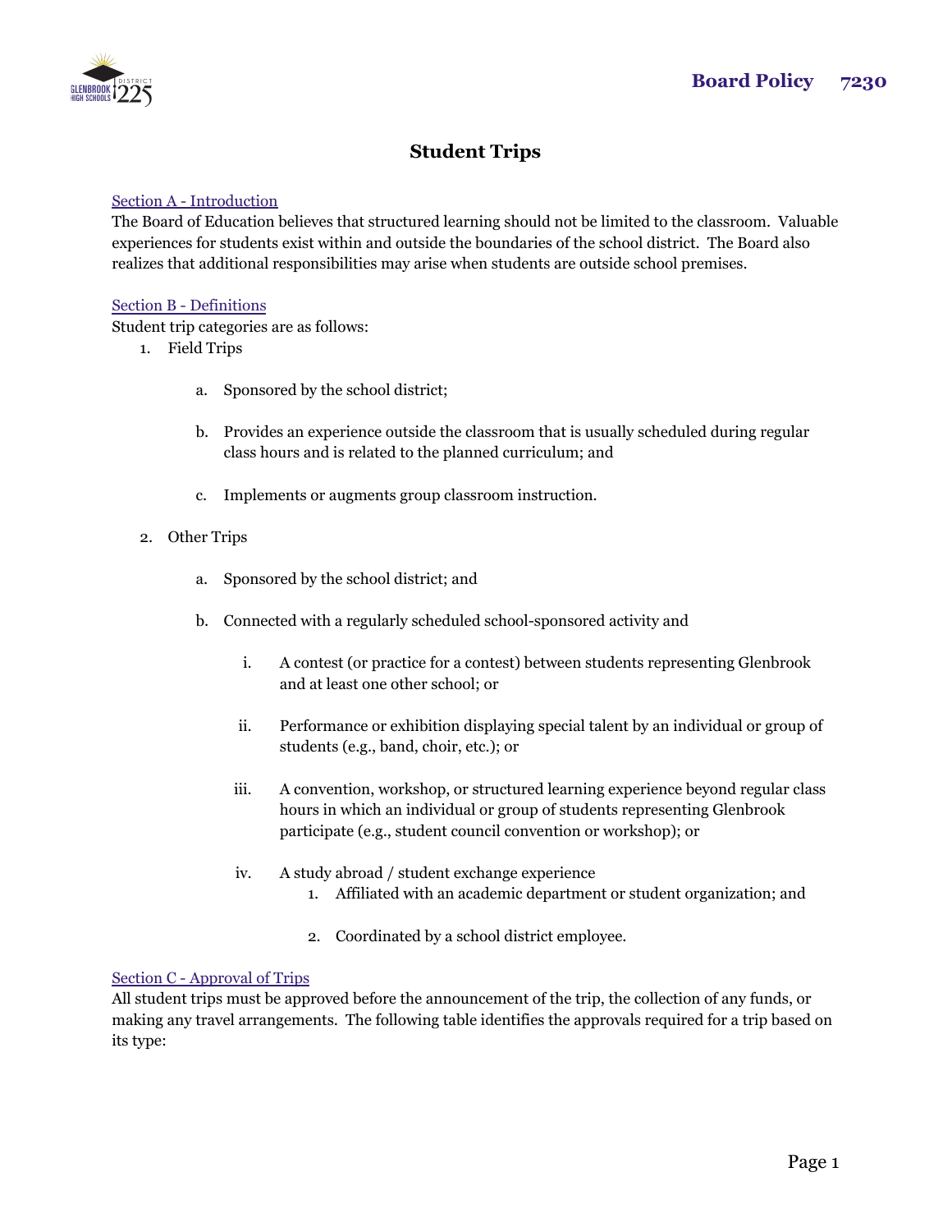**Board Policy 7230**

# Student Trips

## Section A - Introduction

The Board of Education believes that structured learning should not be limited to the classroom. Valuable experiences for students exist within and outside the boundaries of the school district. The Board also realizes that additional responsibilities may arise when students are outside school premises.

## Section B - Definitions

Student trip categories are as follows:

1. Field Trips
   a. Sponsored by the school district;
   b. Provides an experience outside the classroom that is usually scheduled during regular class hours and is related to the planned curriculum; and
   c. Implements or augments group classroom instruction.

2. Other Trips
   a. Sponsored by the school district; and
   b. Connected with a regularly scheduled school-sponsored activity and
      i. A contest (or practice for a contest) between students representing Glenbrook and at least one other school; or
      ii. Performance or exhibition displaying special talent by an individual or group of students (e.g., band, choir, etc.); or
      iii. A convention, workshop, or structured learning experience beyond regular class hours in which an individual or group of students representing Glenbrook participate (e.g., student council convention or workshop); or
      iv. A study abroad / student exchange experience
         1. Affiliated with an academic department or student organization; and
         2. Coordinated by a school district employee.

## Section C - Approval of Trips

All student trips must be approved before the announcement of the trip, the collection of any funds, or making any travel arrangements. The following table identifies the approvals required for a trip based on its type: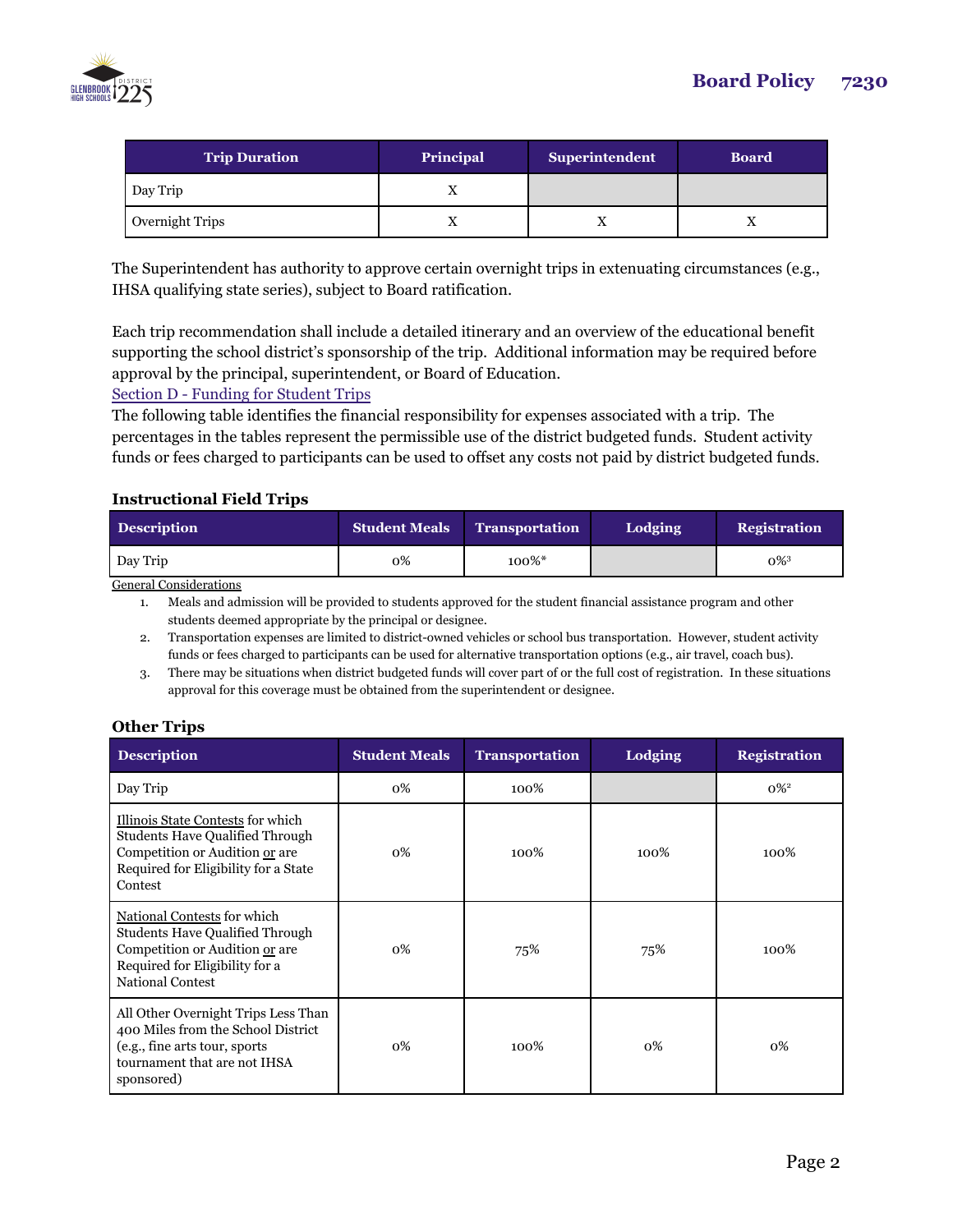| Trip Duration | Principal | Superintendent | Board |
|---|---|---|---|
| Day Trip | X | | |
| Overnight Trips | X | X | X |

The Superintendent has authority to approve certain overnight trips in extenuating circumstances (e.g., IHSA qualifying state series), subject to Board ratification.

Each trip recommendation shall include a detailed itinerary and an overview of the educational benefit supporting the school district's sponsorship of the trip. Additional information may be required before approval by the principal, superintendent, or Board of Education.

Section D - Funding for Student Trips

The following table identifies the financial responsibility for expenses associated with a trip. The percentages in the tables represent the permissible use of the district budgeted funds. Student activity funds or fees charged to participants can be used to offset any costs not paid by district budgeted funds.

**Instructional Field Trips**

| Description | Student Meals | Transportation | Lodging | Registration |
|---|---|---|---|---|
| Day Trip | 0% | 100%* | | 0%[3] |

General Considerations

1. Meals and admission will be provided to students approved for the student financial assistance program and other students deemed appropriate by the principal or designee.
2. Transportation expenses are limited to district-owned vehicles or school bus transportation. However, student activity funds or fees charged to participants can be used for alternative transportation options (e.g., air travel, coach bus).
3. There may be situations when district budgeted funds will cover part of or the full cost of registration. In these situations approval for this coverage must be obtained from the superintendent or designee.

**Other Trips**

| Description | Student Meals | Transportation | Lodging | Registration |
|---|---|---|---|---|
| Day Trip | 0% | 100% | | 0%[2] |
| Illinois State Contests for which Students Have Qualified Through Competition or Audition or are Required for Eligibility for a State Contest | 0% | 100% | 100% | 100% |
| National Contests for which Students Have Qualified Through Competition or Audition or are Required for Eligibility for a National Contest | 0% | 75% | 75% | 100% |
| All Other Overnight Trips Less Than 400 Miles from the School District (e.g., fine arts tour, sports tournament that are not IHSA sponsored) | 0% | 100% | 0% | 0% |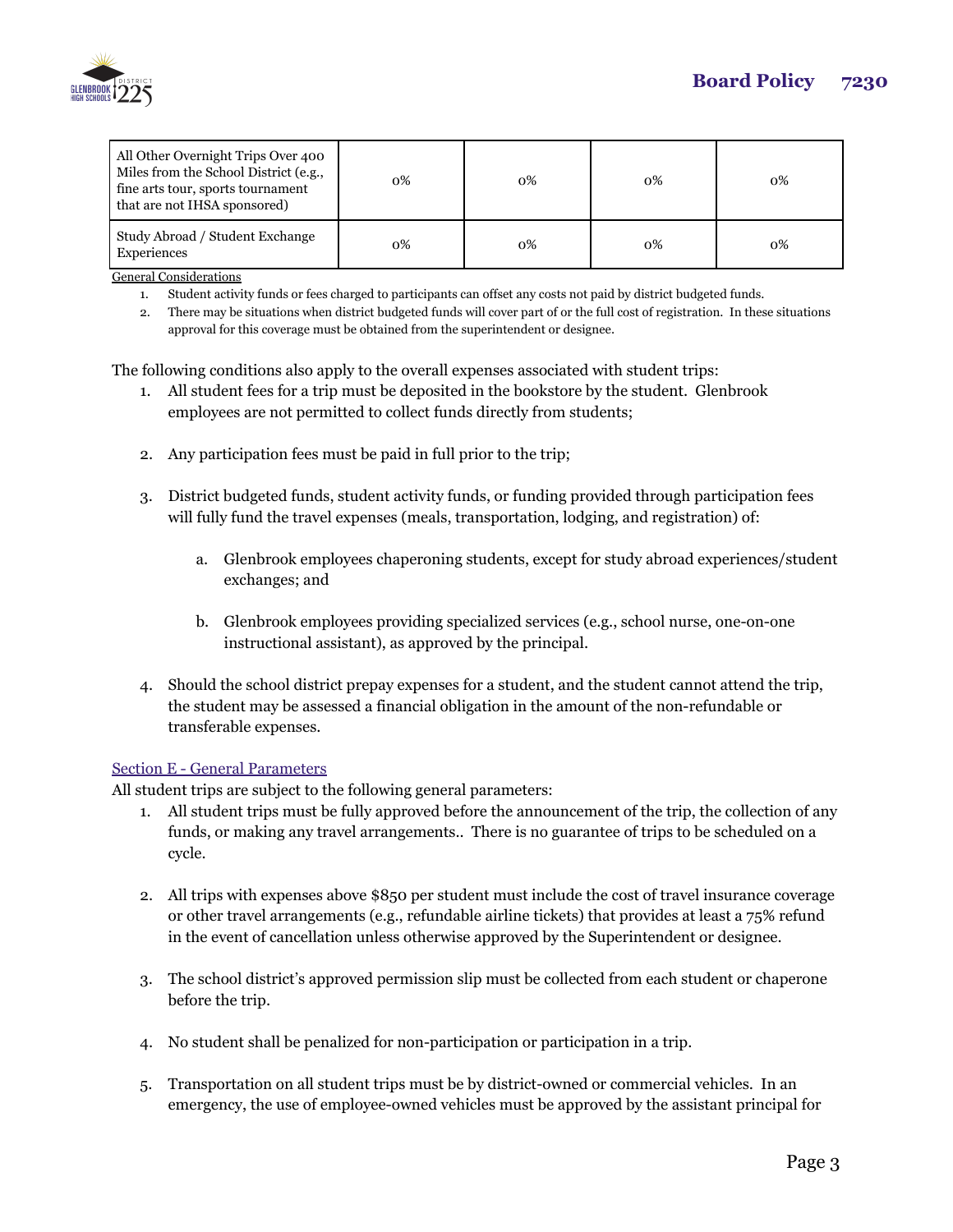| All Other Overnight Trips Over 400 Miles from the School District (e.g., fine arts tour, sports tournament that are not IHSA sponsored) | 0% | 0% | 0% | 0% |
| --- | --- | --- | --- | --- |
| Study Abroad / Student Exchange Experiences | 0% | 0% | 0% | 0% |

General Considerations

1. Student activity funds or fees charged to participants can offset any costs not paid by district budgeted funds.
2. There may be situations when district budgeted funds will cover part of or the full cost of registration. In these situations approval for this coverage must be obtained from the superintendent or designee.

The following conditions also apply to the overall expenses associated with student trips:

1. All student fees for a trip must be deposited in the bookstore by the student. Glenbrook employees are not permitted to collect funds directly from students;
2. Any participation fees must be paid in full prior to the trip;
3. District budgeted funds, student activity funds, or funding provided through participation fees will fully fund the travel expenses (meals, transportation, lodging, and registration) of:
    a. Glenbrook employees chaperoning students, except for study abroad experiences/student exchanges; and
    b. Glenbrook employees providing specialized services (e.g., school nurse, one-on-one instructional assistant), as approved by the principal.
4. Should the school district prepay expenses for a student, and the student cannot attend the trip, the student may be assessed a financial obligation in the amount of the non-refundable or transferable expenses.

## Section E - General Parameters

All student trips are subject to the following general parameters:

1. All student trips must be fully approved before the announcement of the trip, the collection of any funds, or making any travel arrangements.. There is no guarantee of trips to be scheduled on a cycle.
2. All trips with expenses above $850 per student must include the cost of travel insurance coverage or other travel arrangements (e.g., refundable airline tickets) that provides at least a 75% refund in the event of cancellation unless otherwise approved by the Superintendent or designee.
3. The school district's approved permission slip must be collected from each student or chaperone before the trip.
4. No student shall be penalized for non-participation or participation in a trip.
5. Transportation on all student trips must be by district-owned or commercial vehicles. In an emergency, the use of employee-owned vehicles must be approved by the assistant principal for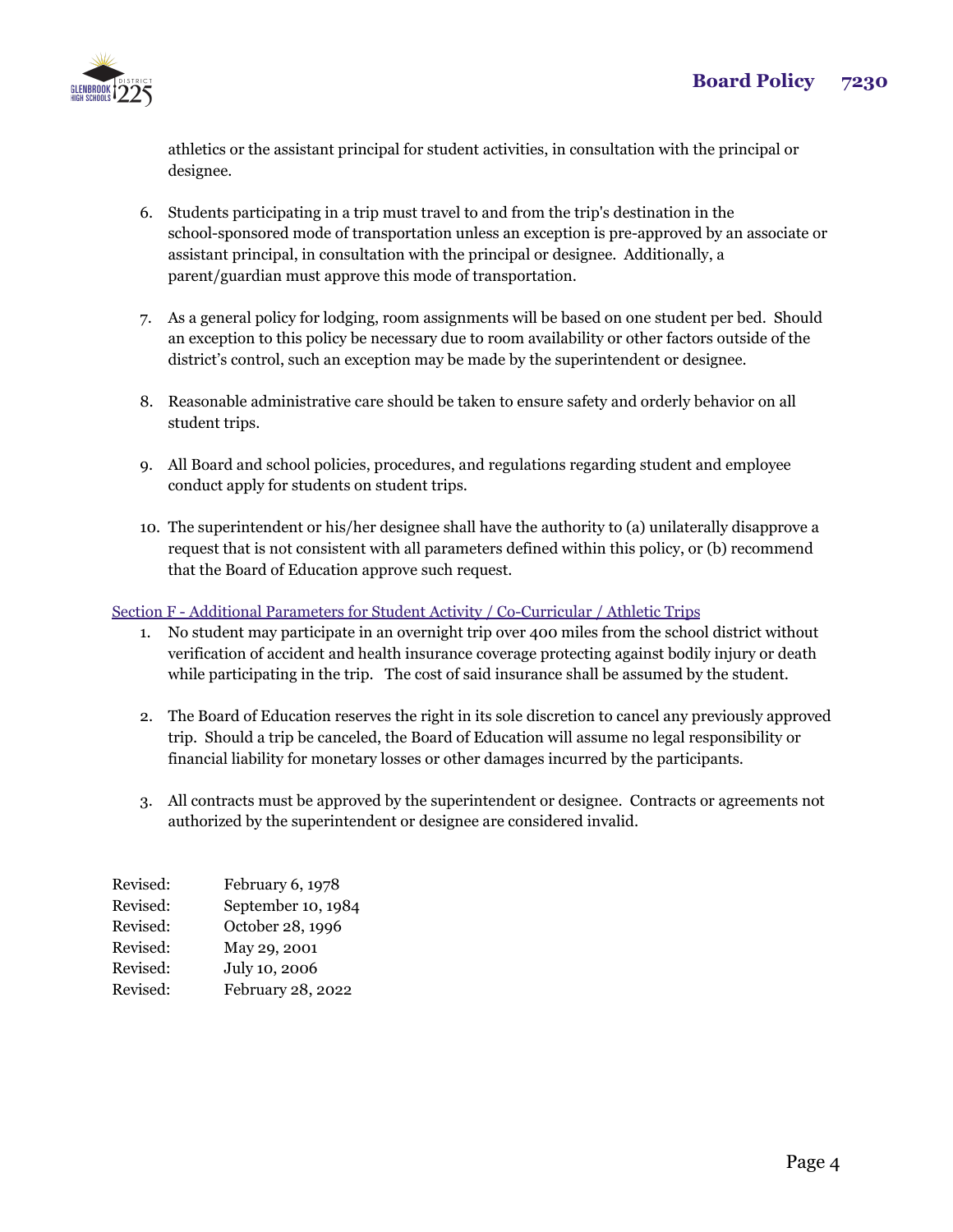athletics or the assistant principal for student activities, in consultation with the principal or designee.

6. Students participating in a trip must travel to and from the trip's destination in the school-sponsored mode of transportation unless an exception is pre-approved by an associate or assistant principal, in consultation with the principal or designee. Additionally, a parent/guardian must approve this mode of transportation.

7. As a general policy for lodging, room assignments will be based on one student per bed. Should an exception to this policy be necessary due to room availability or other factors outside of the district's control, such an exception may be made by the superintendent or designee.

8. Reasonable administrative care should be taken to ensure safety and orderly behavior on all student trips.

9. All Board and school policies, procedures, and regulations regarding student and employee conduct apply for students on student trips.

10. The superintendent or his/her designee shall have the authority to (a) unilaterally disapprove a request that is not consistent with all parameters defined within this policy, or (b) recommend that the Board of Education approve such request.

Section F - Additional Parameters for Student Activity / Co-Curricular / Athletic Trips

1. No student may participate in an overnight trip over 400 miles from the school district without verification of accident and health insurance coverage protecting against bodily injury or death while participating in the trip. The cost of said insurance shall be assumed by the student.

2. The Board of Education reserves the right in its sole discretion to cancel any previously approved trip. Should a trip be canceled, the Board of Education will assume no legal responsibility or financial liability for monetary losses or other damages incurred by the participants.

3. All contracts must be approved by the superintendent or designee. Contracts or agreements not authorized by the superintendent or designee are considered invalid.

| | |
|---|---|
| Revised: | February 6, 1978 |
| Revised: | September 10, 1984 |
| Revised: | October 28, 1996 |
| Revised: | May 29, 2001 |
| Revised: | July 10, 2006 |
| Revised: | February 28, 2022 |